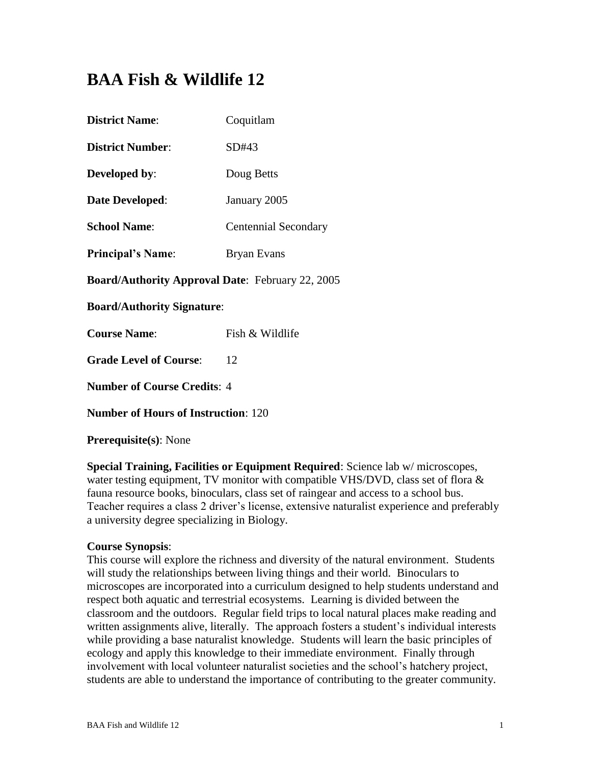# BAA Fish & Wildlife 12

**District Name**: Coquitlam

**District Number**: SD#43

**Developed by**: Doug Betts

**Date Developed**: January 2005

**School Name**: Centennial Secondary

**Principal's Name**: Bryan Evans

**Board/Authority Approval Date**: February 22, 2005

**Board/Authority Signature**:

**Course Name**: Fish & Wildlife

**Grade Level of Course**: 12

**Number of Course Credits**: 4

**Number of Hours of Instruction**: 120

**Prerequisite(s)**: None

**Special Training, Facilities or Equipment Required**: Science lab w/ microscopes, water testing equipment, TV monitor with compatible VHS/DVD, class set of flora & fauna resource books, binoculars, class set of raingear and access to a school bus. Teacher requires a class 2 driver's license, extensive naturalist experience and preferably a university degree specializing in Biology.

**Course Synopsis**:
This course will explore the richness and diversity of the natural environment. Students will study the relationships between living things and their world. Binoculars to microscopes are incorporated into a curriculum designed to help students understand and respect both aquatic and terrestrial ecosystems. Learning is divided between the classroom and the outdoors. Regular field trips to local natural places make reading and written assignments alive, literally. The approach fosters a student's individual interests while providing a base naturalist knowledge. Students will learn the basic principles of ecology and apply this knowledge to their immediate environment. Finally through involvement with local volunteer naturalist societies and the school's hatchery project, students are able to understand the importance of contributing to the greater community.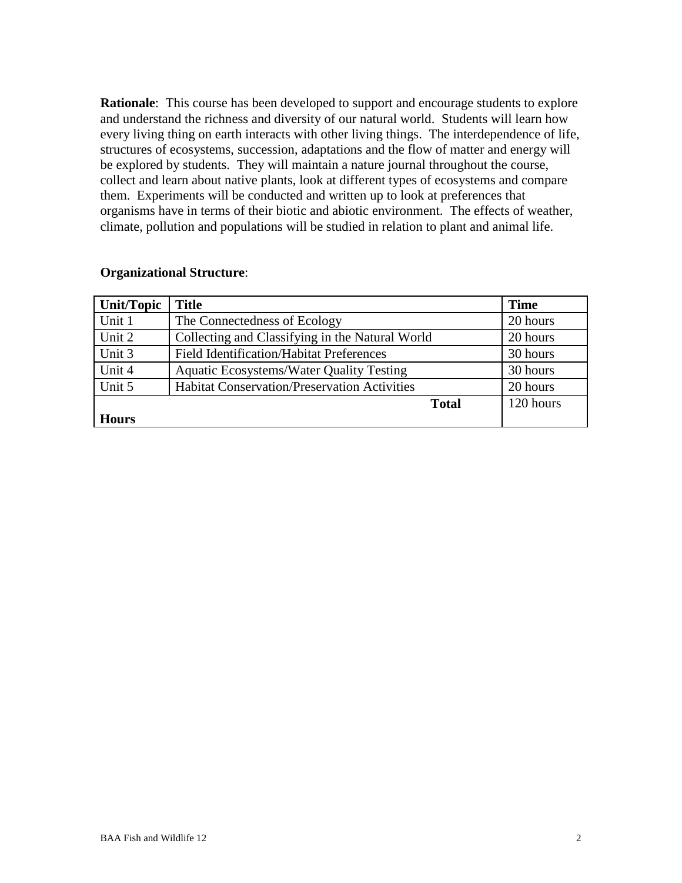**Rationale**: This course has been developed to support and encourage students to explore and understand the richness and diversity of our natural world. Students will learn how every living thing on earth interacts with other living things. The interdependence of life, structures of ecosystems, succession, adaptations and the flow of matter and energy will be explored by students. They will maintain a nature journal throughout the course, collect and learn about native plants, look at different types of ecosystems and compare them. Experiments will be conducted and written up to look at preferences that organisms have in terms of their biotic and abiotic environment. The effects of weather, climate, pollution and populations will be studied in relation to plant and animal life.

**Organizational Structure**:

| **Unit/Topic** | **Title** | **Time** |
| --- | --- | --- |
| Unit 1 | The Connectedness of Ecology | 20 hours |
| Unit 2 | Collecting and Classifying in the Natural World | 20 hours |
| Unit 3 | Field Identification/Habitat Preferences | 30 hours |
| Unit 4 | Aquatic Ecosystems/Water Quality Testing | 30 hours |
| Unit 5 | Habitat Conservation/Preservation Activities | 20 hours |
| **Total Hours** | | 120 hours |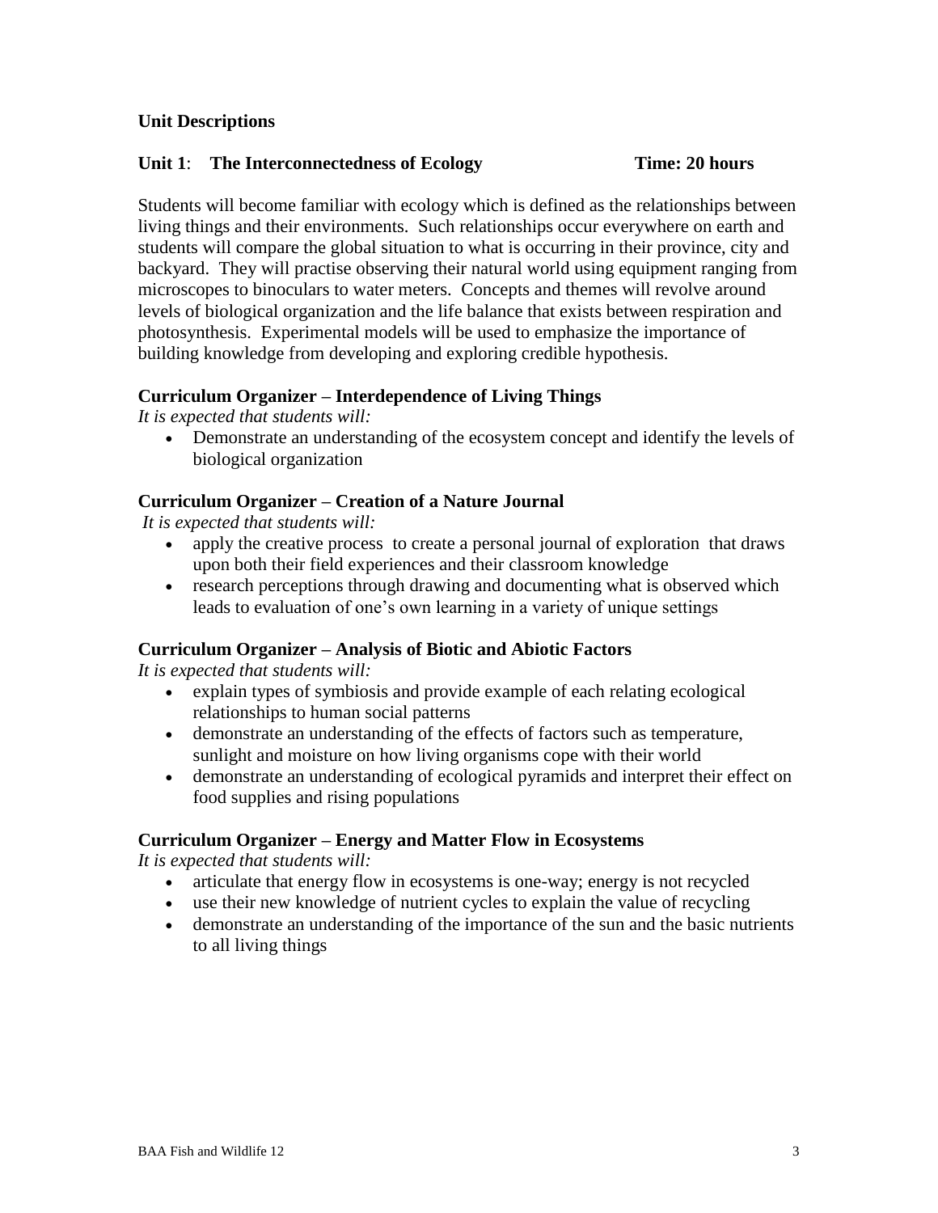**Unit Descriptions**

**Unit 1**: **The Interconnectedness of Ecology** **Time: 20 hours**

Students will become familiar with ecology which is defined as the relationships between living things and their environments. Such relationships occur everywhere on earth and students will compare the global situation to what is occurring in their province, city and backyard. They will practise observing their natural world using equipment ranging from microscopes to binoculars to water meters. Concepts and themes will revolve around levels of biological organization and the life balance that exists between respiration and photosynthesis. Experimental models will be used to emphasize the importance of building knowledge from developing and exploring credible hypothesis.

**Curriculum Organizer – Interdependence of Living Things**

*It is expected that students will:*

- Demonstrate an understanding of the ecosystem concept and identify the levels of biological organization

**Curriculum Organizer – Creation of a Nature Journal**

*It is expected that students will:*

- apply the creative process to create a personal journal of exploration that draws upon both their field experiences and their classroom knowledge
- research perceptions through drawing and documenting what is observed which leads to evaluation of one's own learning in a variety of unique settings

**Curriculum Organizer – Analysis of Biotic and Abiotic Factors**

*It is expected that students will:*

- explain types of symbiosis and provide example of each relating ecological relationships to human social patterns
- demonstrate an understanding of the effects of factors such as temperature, sunlight and moisture on how living organisms cope with their world
- demonstrate an understanding of ecological pyramids and interpret their effect on food supplies and rising populations

**Curriculum Organizer – Energy and Matter Flow in Ecosystems**

*It is expected that students will:*

- articulate that energy flow in ecosystems is one-way; energy is not recycled
- use their new knowledge of nutrient cycles to explain the value of recycling
- demonstrate an understanding of the importance of the sun and the basic nutrients to all living things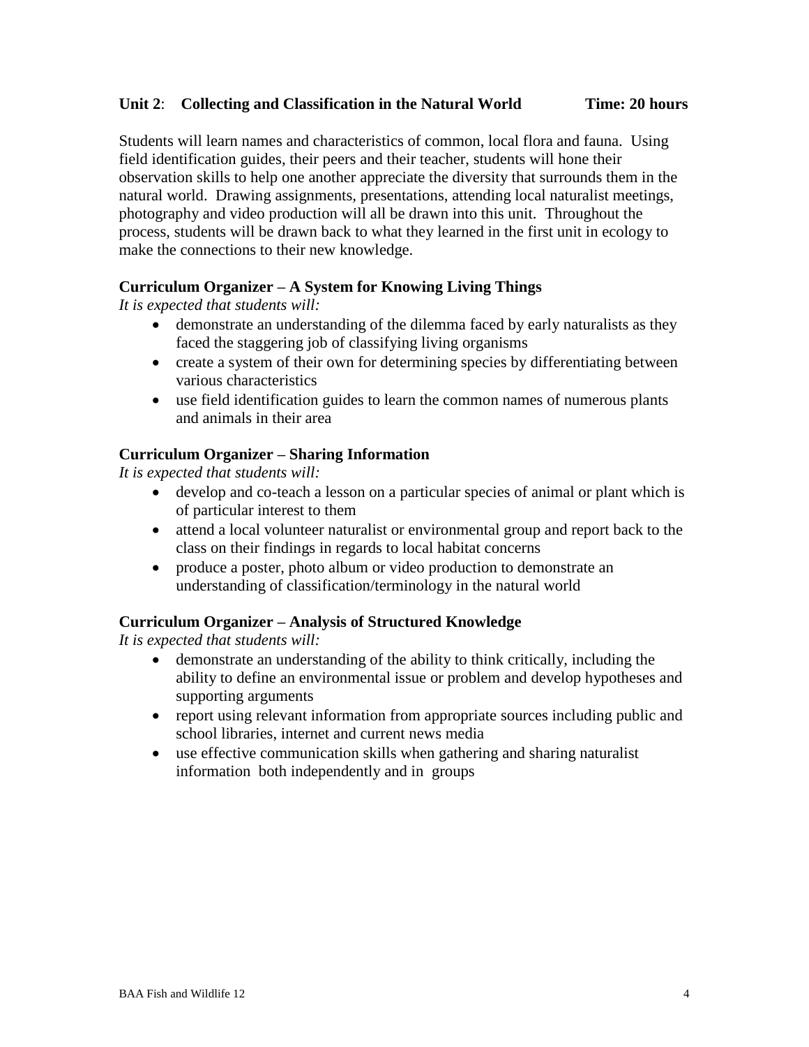**Unit 2**: **Collecting and Classification in the Natural World** **Time: 20 hours**

Students will learn names and characteristics of common, local flora and fauna. Using field identification guides, their peers and their teacher, students will hone their observation skills to help one another appreciate the diversity that surrounds them in the natural world. Drawing assignments, presentations, attending local naturalist meetings, photography and video production will all be drawn into this unit. Throughout the process, students will be drawn back to what they learned in the first unit in ecology to make the connections to their new knowledge.

**Curriculum Organizer – A System for Knowing Living Things**

*It is expected that students will:*

- demonstrate an understanding of the dilemma faced by early naturalists as they faced the staggering job of classifying living organisms
- create a system of their own for determining species by differentiating between various characteristics
- use field identification guides to learn the common names of numerous plants and animals in their area

**Curriculum Organizer – Sharing Information**

*It is expected that students will:*

- develop and co-teach a lesson on a particular species of animal or plant which is of particular interest to them
- attend a local volunteer naturalist or environmental group and report back to the class on their findings in regards to local habitat concerns
- produce a poster, photo album or video production to demonstrate an understanding of classification/terminology in the natural world

**Curriculum Organizer – Analysis of Structured Knowledge**

*It is expected that students will:*

- demonstrate an understanding of the ability to think critically, including the ability to define an environmental issue or problem and develop hypotheses and supporting arguments
- report using relevant information from appropriate sources including public and school libraries, internet and current news media
- use effective communication skills when gathering and sharing naturalist information both independently and in groups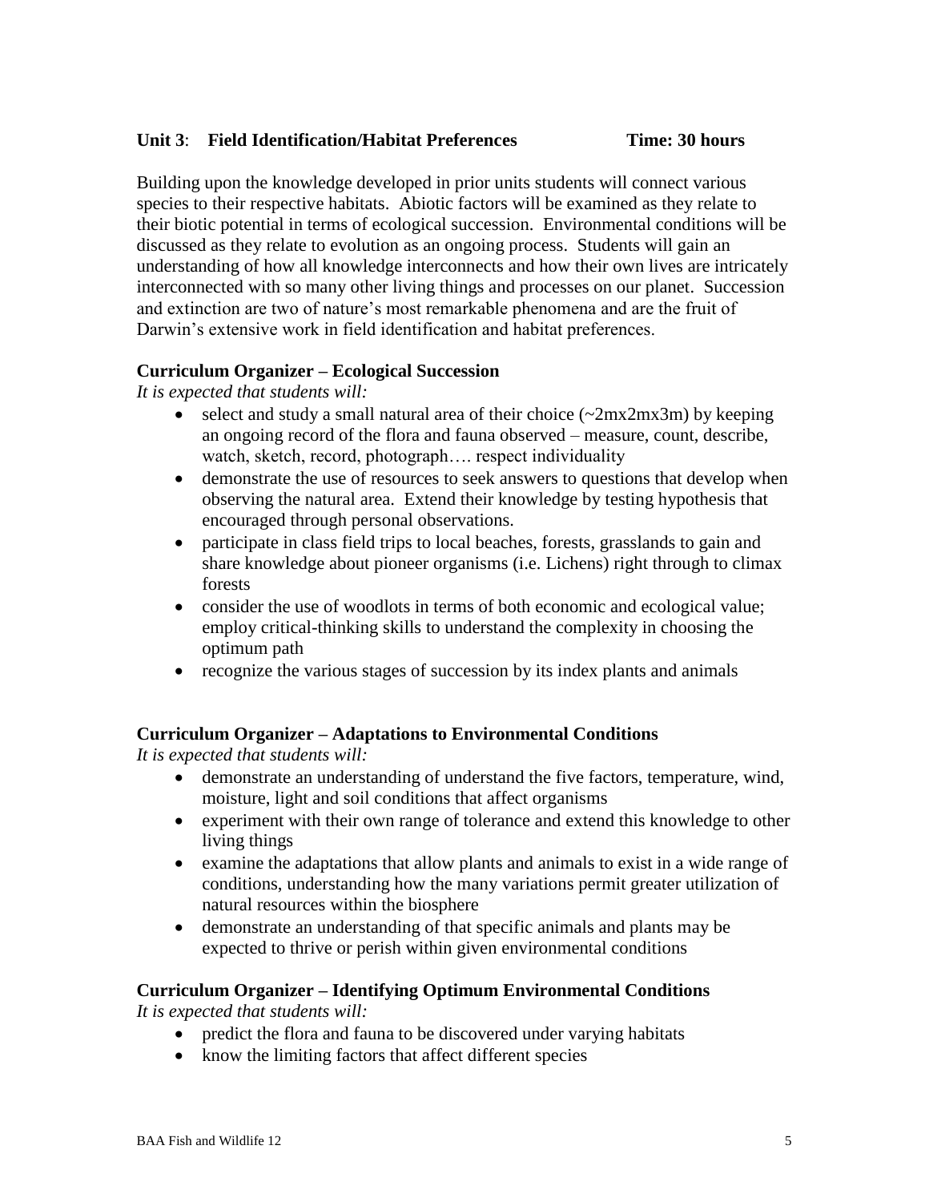**Unit 3**: **Field Identification/Habitat Preferences** **Time: 30 hours**

Building upon the knowledge developed in prior units students will connect various species to their respective habitats. Abiotic factors will be examined as they relate to their biotic potential in terms of ecological succession. Environmental conditions will be discussed as they relate to evolution as an ongoing process. Students will gain an understanding of how all knowledge interconnects and how their own lives are intricately interconnected with so many other living things and processes on our planet. Succession and extinction are two of nature's most remarkable phenomena and are the fruit of Darwin's extensive work in field identification and habitat preferences.

**Curriculum Organizer – Ecological Succession**

*It is expected that students will:*

- select and study a small natural area of their choice (~2mx2mx3m) by keeping an ongoing record of the flora and fauna observed – measure, count, describe, watch, sketch, record, photograph…. respect individuality
- demonstrate the use of resources to seek answers to questions that develop when observing the natural area. Extend their knowledge by testing hypothesis that encouraged through personal observations.
- participate in class field trips to local beaches, forests, grasslands to gain and share knowledge about pioneer organisms (i.e. Lichens) right through to climax forests
- consider the use of woodlots in terms of both economic and ecological value; employ critical-thinking skills to understand the complexity in choosing the optimum path
- recognize the various stages of succession by its index plants and animals

**Curriculum Organizer – Adaptations to Environmental Conditions**

*It is expected that students will:*

- demonstrate an understanding of understand the five factors, temperature, wind, moisture, light and soil conditions that affect organisms
- experiment with their own range of tolerance and extend this knowledge to other living things
- examine the adaptations that allow plants and animals to exist in a wide range of conditions, understanding how the many variations permit greater utilization of natural resources within the biosphere
- demonstrate an understanding of that specific animals and plants may be expected to thrive or perish within given environmental conditions

**Curriculum Organizer – Identifying Optimum Environmental Conditions**

*It is expected that students will:*

- predict the flora and fauna to be discovered under varying habitats
- know the limiting factors that affect different species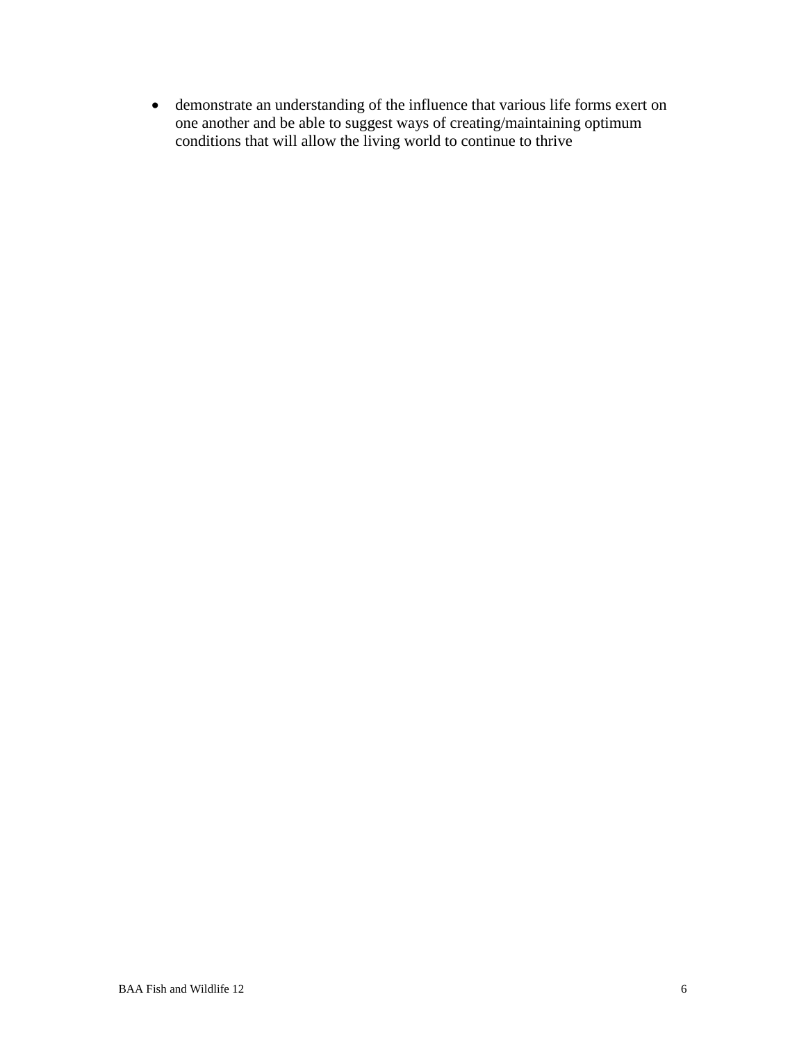- demonstrate an understanding of the influence that various life forms exert on one another and be able to suggest ways of creating/maintaining optimum conditions that will allow the living world to continue to thrive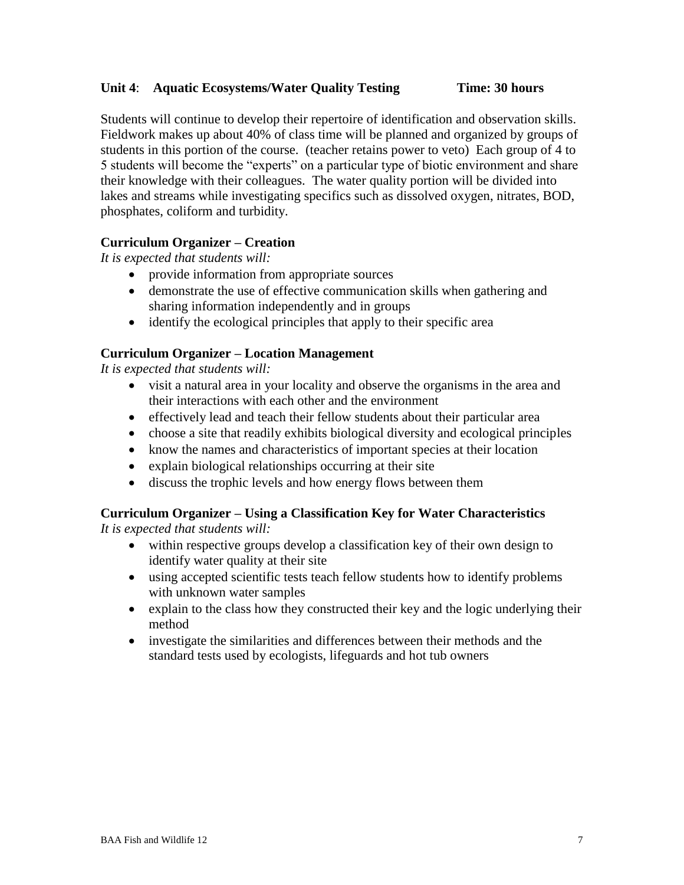**Unit 4**: **Aquatic Ecosystems/Water Quality Testing** **Time: 30 hours**

Students will continue to develop their repertoire of identification and observation skills. Fieldwork makes up about 40% of class time will be planned and organized by groups of students in this portion of the course. (teacher retains power to veto) Each group of 4 to 5 students will become the "experts" on a particular type of biotic environment and share their knowledge with their colleagues. The water quality portion will be divided into lakes and streams while investigating specifics such as dissolved oxygen, nitrates, BOD, phosphates, coliform and turbidity.

### Curriculum Organizer – Creation

*It is expected that students will:*

- provide information from appropriate sources
- demonstrate the use of effective communication skills when gathering and sharing information independently and in groups
- identify the ecological principles that apply to their specific area

### Curriculum Organizer – Location Management

*It is expected that students will:*

- visit a natural area in your locality and observe the organisms in the area and their interactions with each other and the environment
- effectively lead and teach their fellow students about their particular area
- choose a site that readily exhibits biological diversity and ecological principles
- know the names and characteristics of important species at their location
- explain biological relationships occurring at their site
- discuss the trophic levels and how energy flows between them

### Curriculum Organizer – Using a Classification Key for Water Characteristics

*It is expected that students will:*

- within respective groups develop a classification key of their own design to identify water quality at their site
- using accepted scientific tests teach fellow students how to identify problems with unknown water samples
- explain to the class how they constructed their key and the logic underlying their method
- investigate the similarities and differences between their methods and the standard tests used by ecologists, lifeguards and hot tub owners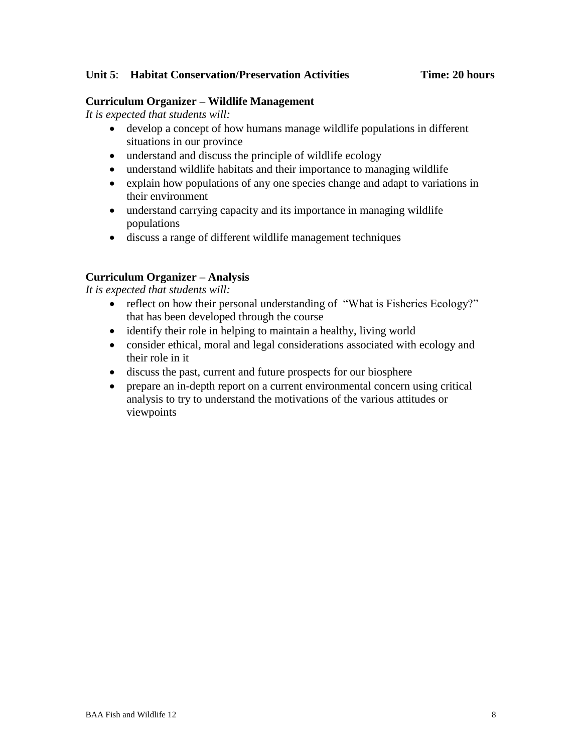**Unit 5**: **Habitat Conservation/Preservation Activities** **Time: 20 hours**

**Curriculum Organizer – Wildlife Management**

*It is expected that students will:*

- develop a concept of how humans manage wildlife populations in different situations in our province
- understand and discuss the principle of wildlife ecology
- understand wildlife habitats and their importance to managing wildlife
- explain how populations of any one species change and adapt to variations in their environment
- understand carrying capacity and its importance in managing wildlife populations
- discuss a range of different wildlife management techniques

**Curriculum Organizer – Analysis**

*It is expected that students will:*

- reflect on how their personal understanding of "What is Fisheries Ecology?" that has been developed through the course
- identify their role in helping to maintain a healthy, living world
- consider ethical, moral and legal considerations associated with ecology and their role in it
- discuss the past, current and future prospects for our biosphere
- prepare an in-depth report on a current environmental concern using critical analysis to try to understand the motivations of the various attitudes or viewpoints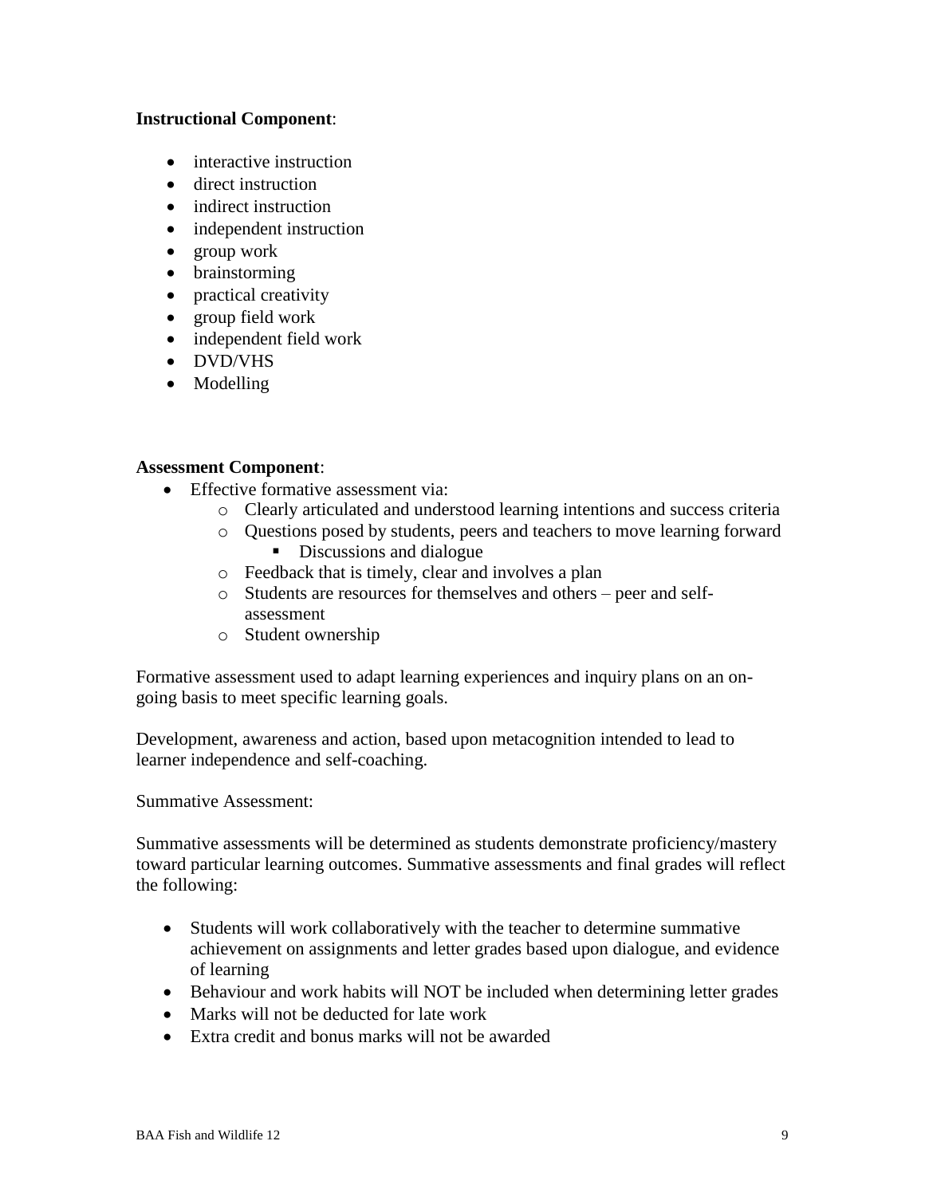**Instructional Component**:

- interactive instruction
- direct instruction
- indirect instruction
- independent instruction
- group work
- brainstorming
- practical creativity
- group field work
- independent field work
- DVD/VHS
- Modelling

**Assessment Component**:

- Effective formative assessment via:
  - Clearly articulated and understood learning intentions and success criteria
  - Questions posed by students, peers and teachers to move learning forward
    - Discussions and dialogue
  - Feedback that is timely, clear and involves a plan
  - Students are resources for themselves and others – peer and self-assessment
  - Student ownership

Formative assessment used to adapt learning experiences and inquiry plans on an on-going basis to meet specific learning goals.

Development, awareness and action, based upon metacognition intended to lead to learner independence and self-coaching.

Summative Assessment:

Summative assessments will be determined as students demonstrate proficiency/mastery toward particular learning outcomes. Summative assessments and final grades will reflect the following:

- Students will work collaboratively with the teacher to determine summative achievement on assignments and letter grades based upon dialogue, and evidence of learning
- Behaviour and work habits will NOT be included when determining letter grades
- Marks will not be deducted for late work
- Extra credit and bonus marks will not be awarded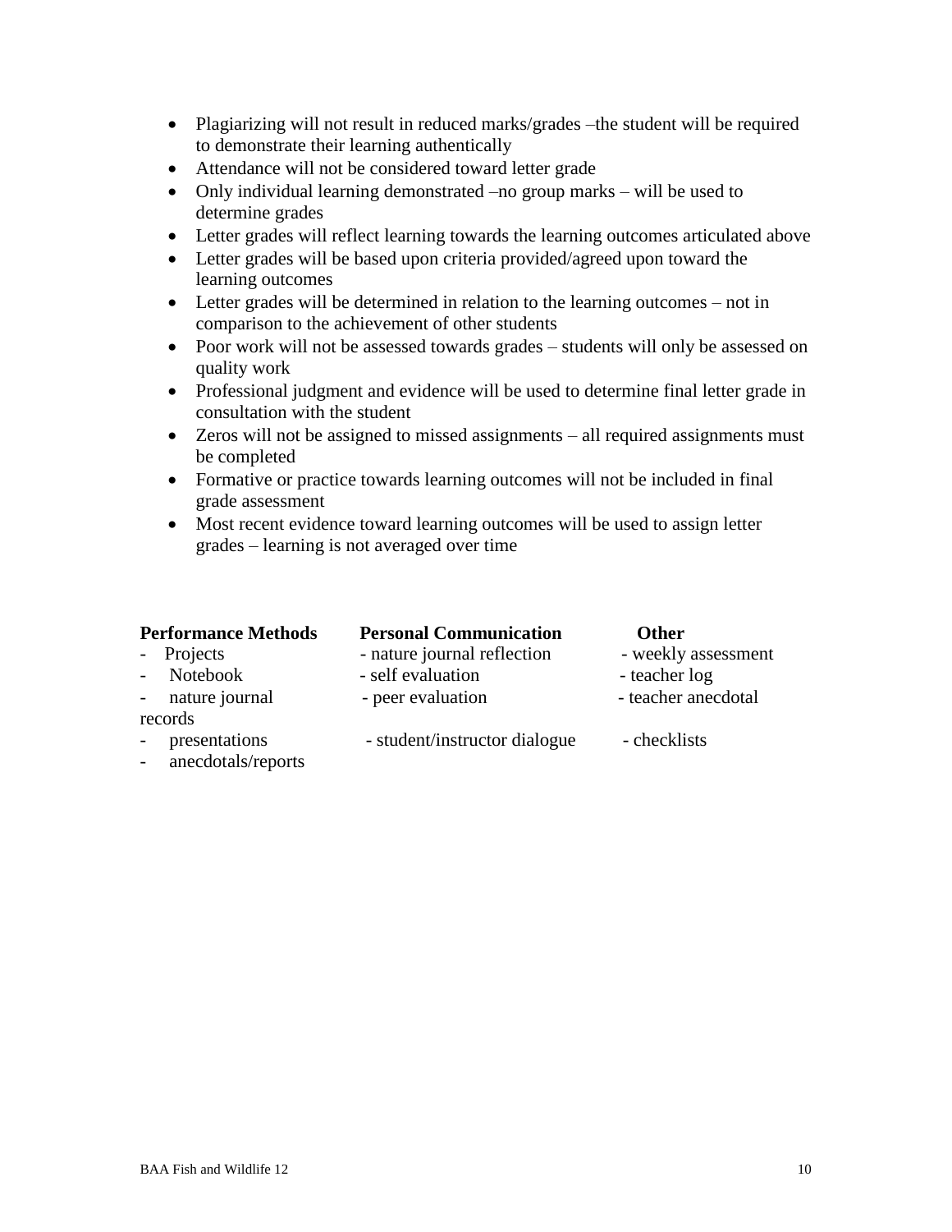- Plagiarizing will not result in reduced marks/grades –the student will be required to demonstrate their learning authentically
- Attendance will not be considered toward letter grade
- Only individual learning demonstrated –no group marks – will be used to determine grades
- Letter grades will reflect learning towards the learning outcomes articulated above
- Letter grades will be based upon criteria provided/agreed upon toward the learning outcomes
- Letter grades will be determined in relation to the learning outcomes – not in comparison to the achievement of other students
- Poor work will not be assessed towards grades – students will only be assessed on quality work
- Professional judgment and evidence will be used to determine final letter grade in consultation with the student
- Zeros will not be assigned to missed assignments – all required assignments must be completed
- Formative or practice towards learning outcomes will not be included in final grade assessment
- Most recent evidence toward learning outcomes will be used to assign letter grades – learning is not averaged over time

| **Performance Methods** | **Personal Communication** | **Other** |
| --- | --- | --- |
| - Projects | - nature journal reflection | - weekly assessment |
| - Notebook | - self evaluation | - teacher log |
| - nature journal records | - peer evaluation | - teacher anecdotal |
| - presentations | - student/instructor dialogue | - checklists |
| - anecdotals/reports | | |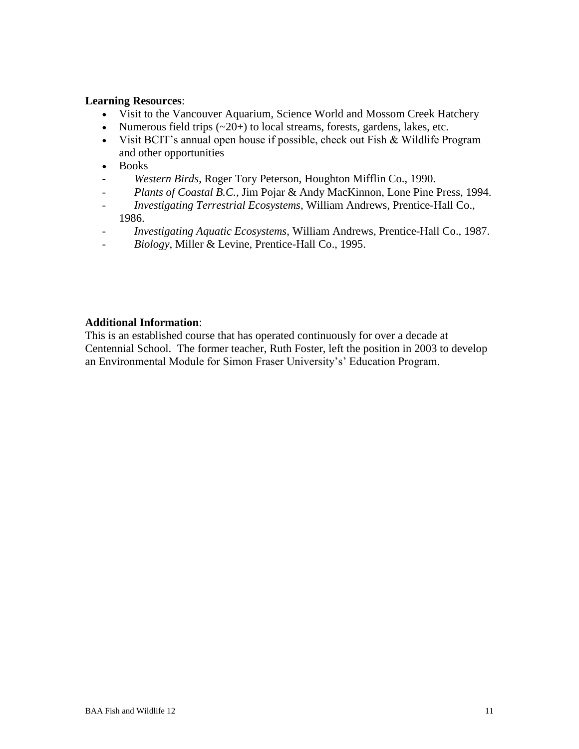**Learning Resources**:

- Visit to the Vancouver Aquarium, Science World and Mossom Creek Hatchery
- Numerous field trips (~20+) to local streams, forests, gardens, lakes, etc.
- Visit BCIT's annual open house if possible, check out Fish & Wildlife Program and other opportunities
- Books
  - *Western Birds*, Roger Tory Peterson, Houghton Mifflin Co., 1990.
  - *Plants of Coastal B.C.*, Jim Pojar & Andy MacKinnon, Lone Pine Press, 1994.
  - *Investigating Terrestrial Ecosystems*, William Andrews, Prentice-Hall Co., 1986.
  - *Investigating Aquatic Ecosystems*, William Andrews, Prentice-Hall Co., 1987.
  - *Biology*, Miller & Levine, Prentice-Hall Co., 1995.

**Additional Information**:

This is an established course that has operated continuously for over a decade at Centennial School. The former teacher, Ruth Foster, left the position in 2003 to develop an Environmental Module for Simon Fraser University's' Education Program.